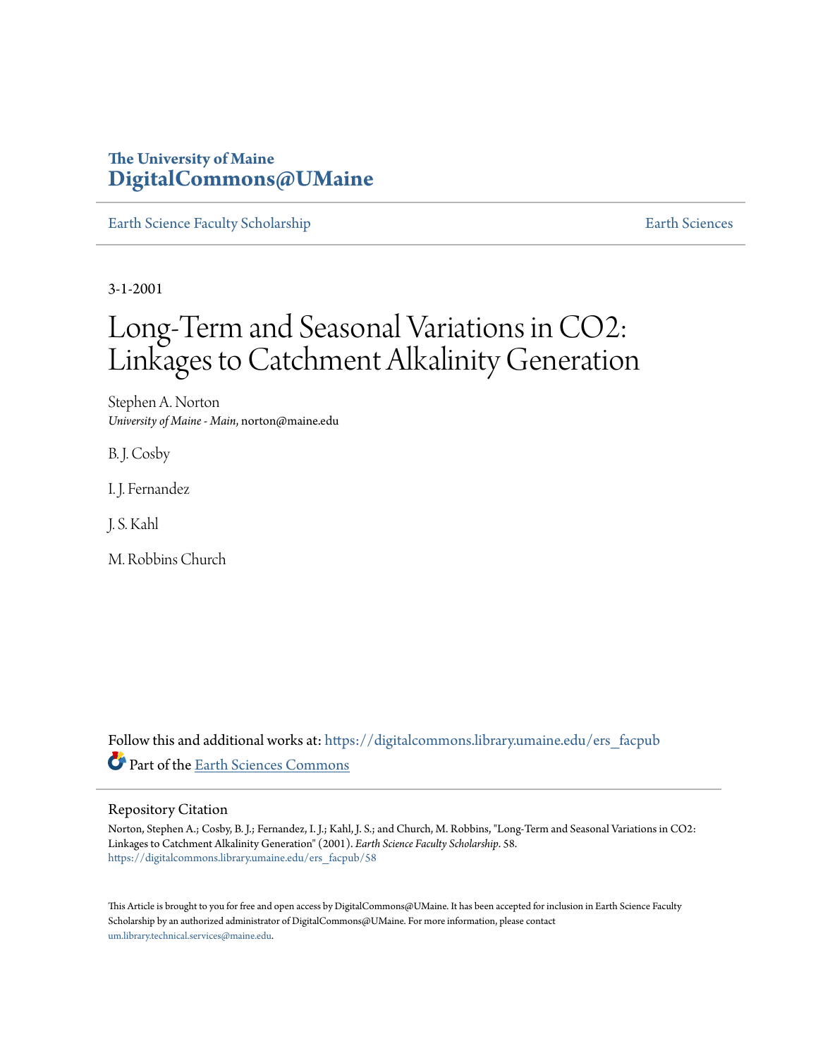The University of Maine
**DigitalCommons@UMaine**

Earth Science Faculty Scholarship | Earth Sciences

3-1-2001

# Long-Term and Seasonal Variations in CO2: Linkages to Catchment Alkalinity Generation

Stephen A. Norton
*University of Maine - Main*, norton@maine.edu

B. J. Cosby

I. J. Fernandez

J. S. Kahl

M. Robbins Church

Follow this and additional works at: https://digitalcommons.library.umaine.edu/ers_facpub

Part of the Earth Sciences Commons

## Repository Citation

Norton, Stephen A.; Cosby, B. J.; Fernandez, I. J.; Kahl, J. S.; and Church, M. Robbins, "Long-Term and Seasonal Variations in CO2: Linkages to Catchment Alkalinity Generation" (2001). *Earth Science Faculty Scholarship*. 58.
https://digitalcommons.library.umaine.edu/ers_facpub/58

This Article is brought to you for free and open access by DigitalCommons@UMaine. It has been accepted for inclusion in Earth Science Faculty Scholarship by an authorized administrator of DigitalCommons@UMaine. For more information, please contact um.library.technical.services@maine.edu.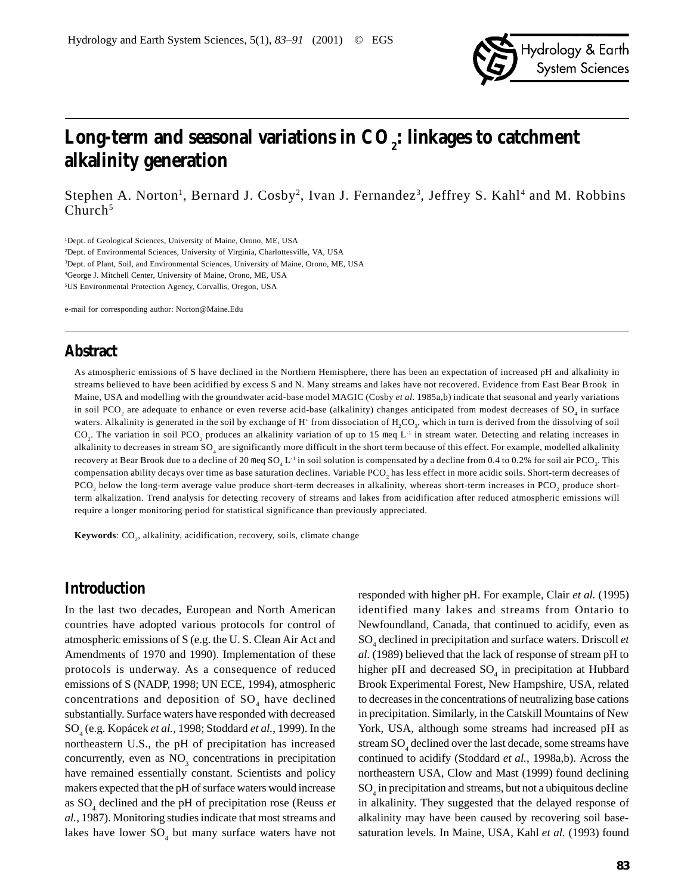# Long-term and seasonal variations in $CO_2$: linkages to catchment alkalinity generation

Stephen A. Norton[1], Bernard J. Cosby[2], Ivan J. Fernandez[3], Jeffrey S. Kahl[4] and M. Robbins Church[5]

[1]Dept. of Geological Sciences, University of Maine, Orono, ME, USA
[2]Dept. of Environmental Sciences, University of Virginia, Charlottesville, VA, USA
[3]Dept. of Plant, Soil, and Environmental Sciences, University of Maine, Orono, ME, USA
[4]George J. Mitchell Center, University of Maine, Orono, ME, USA
[5]US Environmental Protection Agency, Corvallis, Oregon, USA

e-mail for corresponding author: Norton@Maine.Edu

## Abstract

As atmospheric emissions of S have declined in the Northern Hemisphere, there has been an expectation of increased pH and alkalinity in streams believed to have been acidified by excess S and N. Many streams and lakes have not recovered. Evidence from East Bear Brook in Maine, USA and modelling with the groundwater acid-base model MAGIC (Cosby *et al.* 1985a,b) indicate that seasonal and yearly variations in soil $PCO_2$ are adequate to enhance or even reverse acid-base (alkalinity) changes anticipated from modest decreases of $SO_4$ in surface waters. Alkalinity is generated in the soil by exchange of $H^+$ from dissociation of $H_2CO_3$, which in turn is derived from the dissolving of soil $CO_2$. The variation in soil $PCO_2$ produces an alkalinity variation of up to 15 μeq $L^{-1}$ in stream water. Detecting and relating increases in alkalinity to decreases in stream $SO_4$ are significantly more difficult in the short term because of this effect. For example, modelled alkalinity recovery at Bear Brook due to a decline of 20 μeq $SO_4$ $L^{-1}$ in soil solution is compensated by a decline from 0.4 to 0.2% for soil air $PCO_2$. This compensation ability decays over time as base saturation declines. Variable $PCO_2$ has less effect in more acidic soils. Short-term decreases of $PCO_2$ below the long-term average value produce short-term decreases in alkalinity, whereas short-term increases in $PCO_2$ produce short-term alkalization. Trend analysis for detecting recovery of streams and lakes from acidification after reduced atmospheric emissions will require a longer monitoring period for statistical significance than previously appreciated.

**Keywords**: $CO_2$, alkalinity, acidification, recovery, soils, climate change

## Introduction

In the last two decades, European and North American countries have adopted various protocols for control of atmospheric emissions of S (e.g. the U. S. Clean Air Act and Amendments of 1970 and 1990). Implementation of these protocols is underway. As a consequence of reduced emissions of S (NADP, 1998; UN ECE, 1994), atmospheric concentrations and deposition of $SO_4$ have declined substantially. Surface waters have responded with decreased $SO_4$ (e.g. Kopácek *et al.*, 1998; Stoddard *et al.*, 1999). In the northeastern U.S., the pH of precipitation has increased concurrently, even as $NO_3$ concentrations in precipitation have remained essentially constant. Scientists and policy makers expected that the pH of surface waters would increase as $SO_4$ declined and the pH of precipitation rose (Reuss *et al.*, 1987). Monitoring studies indicate that most streams and lakes have lower $SO_4$ but many surface waters have not responded with higher pH. For example, Clair *et al.* (1995) identified many lakes and streams from Ontario to Newfoundland, Canada, that continued to acidify, even as $SO_4$ declined in precipitation and surface waters. Driscoll *et al.* (1989) believed that the lack of response of stream pH to higher pH and decreased $SO_4$ in precipitation at Hubbard Brook Experimental Forest, New Hampshire, USA, related to decreases in the concentrations of neutralizing base cations in precipitation. Similarly, in the Catskill Mountains of New York, USA, although some streams had increased pH as stream $SO_4$ declined over the last decade, some streams have continued to acidify (Stoddard *et al.*, 1998a,b). Across the northeastern USA, Clow and Mast (1999) found declining $SO_4$ in precipitation and streams, but not a ubiquitous decline in alkalinity. They suggested that the delayed response of alkalinity may have been caused by recovering soil base-saturation levels. In Maine, USA, Kahl *et al.* (1993) found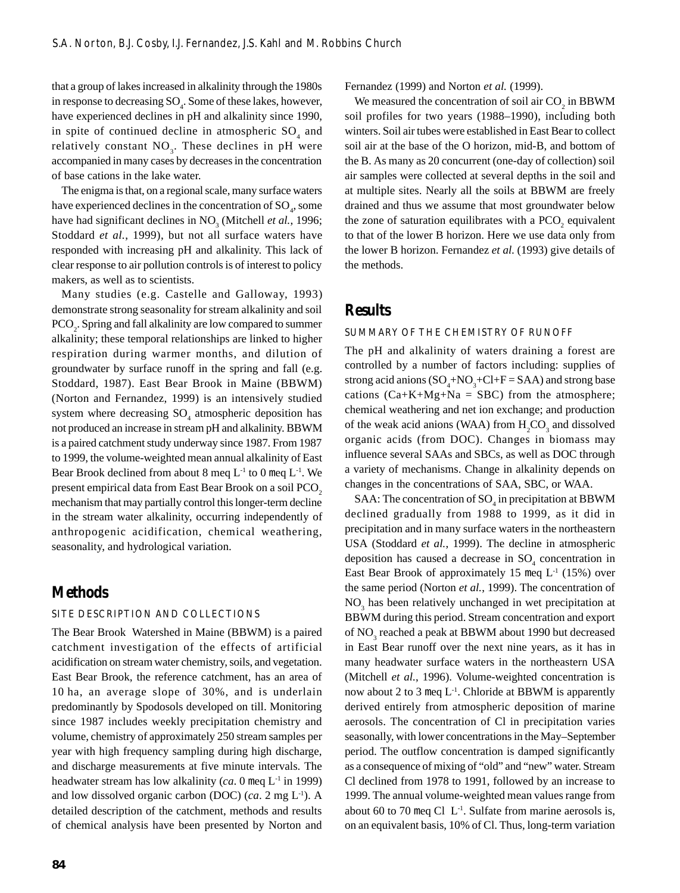that a group of lakes increased in alkalinity through the 1980s in response to decreasing $SO_4$. Some of these lakes, however, have experienced declines in pH and alkalinity since 1990, in spite of continued decline in atmospheric $SO_4$ and relatively constant $NO_3$. These declines in pH were accompanied in many cases by decreases in the concentration of base cations in the lake water.

The enigma is that, on a regional scale, many surface waters have experienced declines in the concentration of $SO_4$, some have had significant declines in $NO_3$ (Mitchell *et al.*, 1996; Stoddard *et al.*, 1999), but not all surface waters have responded with increasing pH and alkalinity. This lack of clear response to air pollution controls is of interest to policy makers, as well as to scientists.

Many studies (e.g. Castelle and Galloway, 1993) demonstrate strong seasonality for stream alkalinity and soil $PCO_2$. Spring and fall alkalinity are low compared to summer alkalinity; these temporal relationships are linked to higher respiration during warmer months, and dilution of groundwater by surface runoff in the spring and fall (e.g. Stoddard, 1987). East Bear Brook in Maine (BBWM) (Norton and Fernandez, 1999) is an intensively studied system where decreasing $SO_4$ atmospheric deposition has not produced an increase in stream pH and alkalinity. BBWM is a paired catchment study underway since 1987. From 1987 to 1999, the volume-weighted mean annual alkalinity of East Bear Brook declined from about 8 $\mu$eq $L^{-1}$ to 0 $\mu$eq $L^{-1}$. We present empirical data from East Bear Brook on a soil $PCO_2$ mechanism that may partially control this longer-term decline in the stream water alkalinity, occurring independently of anthropogenic acidification, chemical weathering, seasonality, and hydrological variation.

## Methods

### SITE DESCRIPTION AND COLLECTIONS

The Bear Brook Watershed in Maine (BBWM) is a paired catchment investigation of the effects of artificial acidification on stream water chemistry, soils, and vegetation. East Bear Brook, the reference catchment, has an area of 10 ha, an average slope of 30%, and is underlain predominantly by Spodosols developed on till. Monitoring since 1987 includes weekly precipitation chemistry and volume, chemistry of approximately 250 stream samples per year with high frequency sampling during high discharge, and discharge measurements at five minute intervals. The headwater stream has low alkalinity (*ca.* 0 $\mu$eq $L^{-1}$ in 1999) and low dissolved organic carbon (DOC) (*ca.* 2 mg $L^{-1}$). A detailed description of the catchment, methods and results of chemical analysis have been presented by Norton and Fernandez (1999) and Norton *et al.* (1999).

We measured the concentration of soil air $CO_2$ in BBWM soil profiles for two years (1988–1990), including both winters. Soil air tubes were established in East Bear to collect soil air at the base of the O horizon, mid-B, and bottom of the B. As many as 20 concurrent (one-day of collection) soil air samples were collected at several depths in the soil and at multiple sites. Nearly all the soils at BBWM are freely drained and thus we assume that most groundwater below the zone of saturation equilibrates with a $PCO_2$ equivalent to that of the lower B horizon. Here we use data only from the lower B horizon. Fernandez *et al.* (1993) give details of the methods.

## Results

### SUMMARY OF THE CHEMISTRY OF RUNOFF

The pH and alkalinity of waters draining a forest are controlled by a number of factors including: supplies of strong acid anions ($SO_4$+$NO_3$+Cl+F = SAA) and strong base cations (Ca+K+Mg+Na = SBC) from the atmosphere; chemical weathering and net ion exchange; and production of the weak acid anions (WAA) from $H_2CO_3$ and dissolved organic acids (from DOC). Changes in biomass may influence several SAAs and SBCs, as well as DOC through a variety of mechanisms. Change in alkalinity depends on changes in the concentrations of SAA, SBC, or WAA.

SAA: The concentration of $SO_4$ in precipitation at BBWM declined gradually from 1988 to 1999, as it did in precipitation and in many surface waters in the northeastern USA (Stoddard *et al.*, 1999). The decline in atmospheric deposition has caused a decrease in $SO_4$ concentration in East Bear Brook of approximately 15 $\mu$eq $L^{-1}$ (15%) over the same period (Norton *et al.*, 1999). The concentration of $NO_3$ has been relatively unchanged in wet precipitation at BBWM during this period. Stream concentration and export of $NO_3$ reached a peak at BBWM about 1990 but decreased in East Bear runoff over the next nine years, as it has in many headwater surface waters in the northeastern USA (Mitchell *et al.*, 1996). Volume-weighted concentration is now about 2 to 3 $\mu$eq $L^{-1}$. Chloride at BBWM is apparently derived entirely from atmospheric deposition of marine aerosols. The concentration of Cl in precipitation varies seasonally, with lower concentrations in the May–September period. The outflow concentration is damped significantly as a consequence of mixing of "old" and "new" water. Stream Cl declined from 1978 to 1991, followed by an increase to 1999. The annual volume-weighted mean values range from about 60 to 70 $\mu$eq Cl $L^{-1}$. Sulfate from marine aerosols is, on an equivalent basis, 10% of Cl. Thus, long-term variation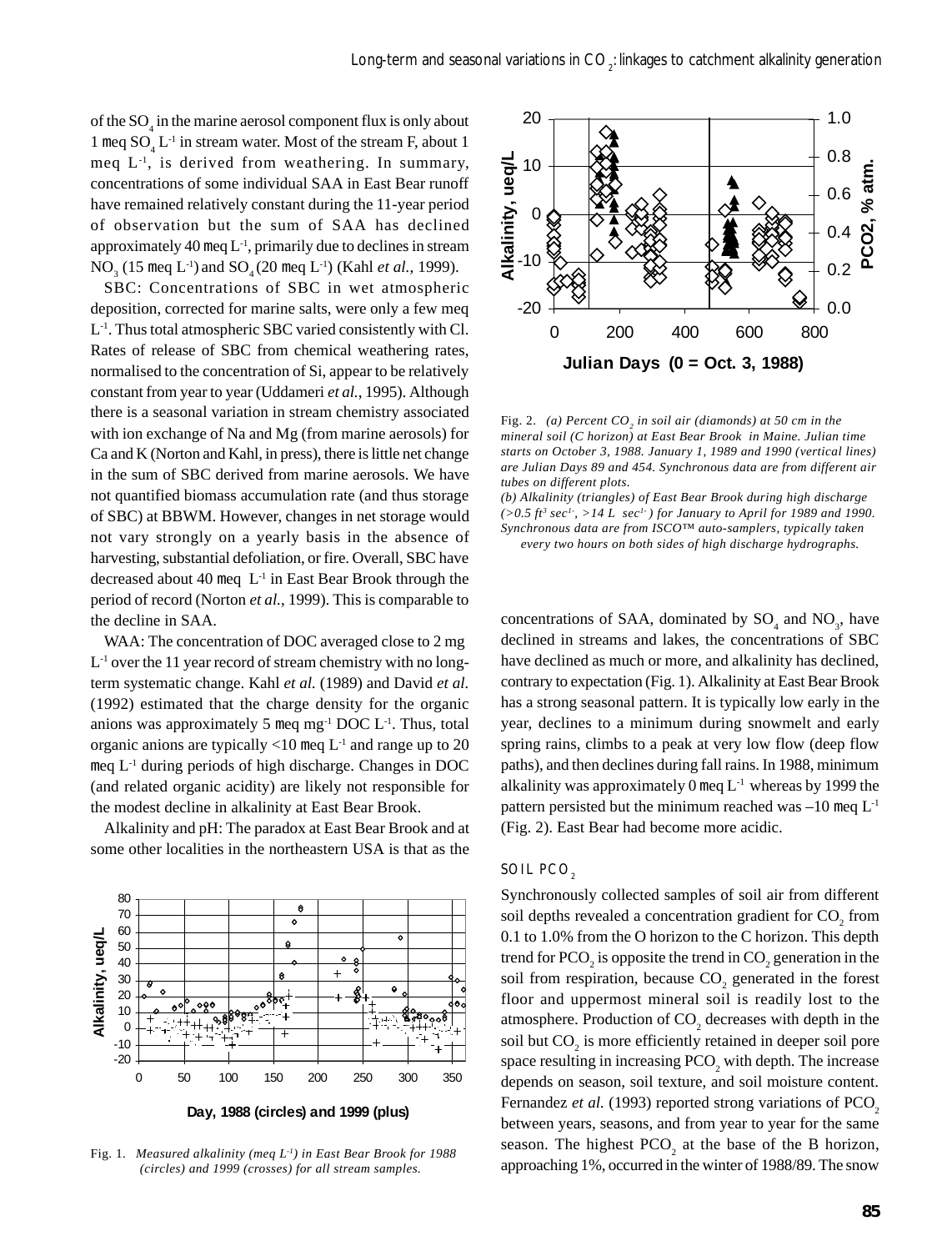of the $SO_4$ in the marine aerosol component flux is only about 1 meq $SO_4$ $L^{-1}$ in stream water. Most of the stream F, about 1 meq $L^{-1}$, is derived from weathering. In summary, concentrations of some individual SAA in East Bear runoff have remained relatively constant during the 11-year period of observation but the sum of SAA has declined approximately 40 meq $L^{-1}$, primarily due to declines in stream $NO_3$ (15 meq $L^{-1}$) and $SO_4$ (20 meq $L^{-1}$) (Kahl *et al.*, 1999).

SBC: Concentrations of SBC in wet atmospheric deposition, corrected for marine salts, were only a few meq $L^{-1}$. Thus total atmospheric SBC varied consistently with Cl. Rates of release of SBC from chemical weathering rates, normalised to the concentration of Si, appear to be relatively constant from year to year (Uddameri *et al.*, 1995). Although there is a seasonal variation in stream chemistry associated with ion exchange of Na and Mg (from marine aerosols) for Ca and K (Norton and Kahl, in press), there is little net change in the sum of SBC derived from marine aerosols. We have not quantified biomass accumulation rate (and thus storage of SBC) at BBWM. However, changes in net storage would not vary strongly on a yearly basis in the absence of harvesting, substantial defoliation, or fire. Overall, SBC have decreased about 40 meq $L^{-1}$ in East Bear Brook through the period of record (Norton *et al.*, 1999). This is comparable to the decline in SAA.

WAA: The concentration of DOC averaged close to 2 mg $L^{-1}$ over the 11 year record of stream chemistry with no long-term systematic change. Kahl *et al.* (1989) and David *et al.* (1992) estimated that the charge density for the organic anions was approximately 5 meq $mg^{-1}$ DOC $L^{-1}$. Thus, total organic anions are typically <10 meq $L^{-1}$ and range up to 20 meq $L^{-1}$ during periods of high discharge. Changes in DOC (and related organic acidity) are likely not responsible for the modest decline in alkalinity at East Bear Brook.

Alkalinity and pH: The paradox at East Bear Brook and at some other localities in the northeastern USA is that as the concentrations of SAA, dominated by $SO_4$ and $NO_3$, have declined in streams and lakes, the concentrations of SBC have declined as much or more, and alkalinity has declined, contrary to expectation (Fig. 1). Alkalinity at East Bear Brook has a strong seasonal pattern. It is typically low early in the year, declines to a minimum during snowmelt and early spring rains, climbs to a peak at very low flow (deep flow paths), and then declines during fall rains. In 1988, minimum alkalinity was approximately 0 meq $L^{-1}$ whereas by 1999 the pattern persisted but the minimum reached was –10 meq $L^{-1}$ (Fig. 2). East Bear had become more acidic.

Fig. 1. *Measured alkalinity (meq $L^{-1}$) in East Bear Brook for 1988 (circles) and 1999 (crosses) for all stream samples.*

Fig. 2. *(a) Percent $CO_2$ in soil air (diamonds) at 50 cm in the mineral soil (C horizon) at East Bear Brook in Maine. Julian time starts on October 3, 1988. January 1, 1989 and 1990 (vertical lines) are Julian Days 89 and 454. Synchronous data are from different air tubes on different plots.*
*(b) Alkalinity (triangles) of East Bear Brook during high discharge (>0.5 $ft^3$ $sec^{-1}$, >14 L $sec^{-1}$) for January to April for 1989 and 1990. Synchronous data are from ISCO™ auto-samplers, typically taken every two hours on both sides of high discharge hydrographs.*

## SOIL $PCO_2$

Synchronously collected samples of soil air from different soil depths revealed a concentration gradient for $CO_2$ from 0.1 to 1.0% from the O horizon to the C horizon. This depth trend for $PCO_2$ is opposite the trend in $CO_2$ generation in the soil from respiration, because $CO_2$ generated in the forest floor and uppermost mineral soil is readily lost to the atmosphere. Production of $CO_2$ decreases with depth in the soil but $CO_2$ is more efficiently retained in deeper soil pore space resulting in increasing $PCO_2$ with depth. The increase depends on season, soil texture, and soil moisture content. Fernandez *et al.* (1993) reported strong variations of $PCO_2$ between years, seasons, and from year to year for the same season. The highest $PCO_2$ at the base of the B horizon, approaching 1%, occurred in the winter of 1988/89. The snow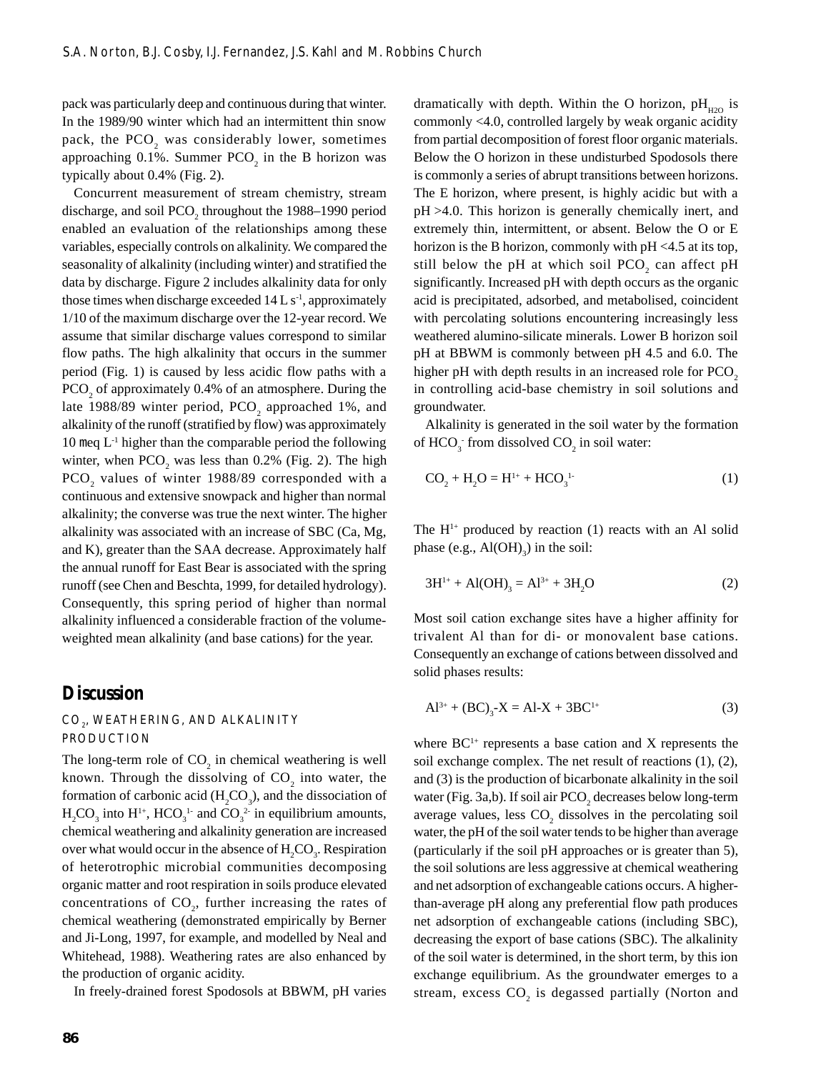pack was particularly deep and continuous during that winter. In the 1989/90 winter which had an intermittent thin snow pack, the $PCO_2$ was considerably lower, sometimes approaching 0.1%. Summer $PCO_2$ in the B horizon was typically about 0.4% (Fig. 2).

Concurrent measurement of stream chemistry, stream discharge, and soil $PCO_2$ throughout the 1988–1990 period enabled an evaluation of the relationships among these variables, especially controls on alkalinity. We compared the seasonality of alkalinity (including winter) and stratified the data by discharge. Figure 2 includes alkalinity data for only those times when discharge exceeded 14 L $s^{-1}$, approximately 1/10 of the maximum discharge over the 12-year record. We assume that similar discharge values correspond to similar flow paths. The high alkalinity that occurs in the summer period (Fig. 1) is caused by less acidic flow paths with a $PCO_2$ of approximately 0.4% of an atmosphere. During the late 1988/89 winter period, $PCO_2$ approached 1%, and alkalinity of the runoff (stratified by flow) was approximately 10 meq $L^{-1}$ higher than the comparable period the following winter, when $PCO_2$ was less than 0.2% (Fig. 2). The high $PCO_2$ values of winter 1988/89 corresponded with a continuous and extensive snowpack and higher than normal alkalinity; the converse was true the next winter. The higher alkalinity was associated with an increase of SBC (Ca, Mg, and K), greater than the SAA decrease. Approximately half the annual runoff for East Bear is associated with the spring runoff (see Chen and Beschta, 1999, for detailed hydrology). Consequently, this spring period of higher than normal alkalinity influenced a considerable fraction of the volume-weighted mean alkalinity (and base cations) for the year.

## Discussion

### $CO_2$, WEATHERING, AND ALKALINITY PRODUCTION

The long-term role of $CO_2$ in chemical weathering is well known. Through the dissolving of $CO_2$ into water, the formation of carbonic acid ($H_2CO_3$), and the dissociation of $H_2CO_3$ into $H^{1+}$, $HCO_3^{1-}$ and $CO_3^{2-}$ in equilibrium amounts, chemical weathering and alkalinity generation are increased over what would occur in the absence of $H_2CO_3$. Respiration of heterotrophic microbial communities decomposing organic matter and root respiration in soils produce elevated concentrations of $CO_2$, further increasing the rates of chemical weathering (demonstrated empirically by Berner and Ji-Long, 1997, for example, and modelled by Neal and Whitehead, 1988). Weathering rates are also enhanced by the production of organic acidity.

In freely-drained forest Spodosols at BBWM, pH varies dramatically with depth. Within the O horizon, $pH_{H2O}$ is commonly <4.0, controlled largely by weak organic acidity from partial decomposition of forest floor organic materials. Below the O horizon in these undisturbed Spodosols there is commonly a series of abrupt transitions between horizons. The E horizon, where present, is highly acidic but with a pH >4.0. This horizon is generally chemically inert, and extremely thin, intermittent, or absent. Below the O or E horizon is the B horizon, commonly with pH <4.5 at its top, still below the pH at which soil $PCO_2$ can affect pH significantly. Increased pH with depth occurs as the organic acid is precipitated, adsorbed, and metabolised, coincident with percolating solutions encountering increasingly less weathered alumino-silicate minerals. Lower B horizon soil pH at BBWM is commonly between pH 4.5 and 6.0. The higher pH with depth results in an increased role for $PCO_2$ in controlling acid-base chemistry in soil solutions and groundwater.

Alkalinity is generated in the soil water by the formation of $HCO_3^-$ from dissolved $CO_2$ in soil water:

$$CO_2 + H_2O = H^{1+} + HCO_3^{1-} \qquad (1)$$

The $H^{1+}$ produced by reaction (1) reacts with an Al solid phase (e.g., $Al(OH)_3$) in the soil:

$$3H^{1+} + Al(OH)_3 = Al^{3+} + 3H_2O \qquad (2)$$

Most soil cation exchange sites have a higher affinity for trivalent Al than for di- or monovalent base cations. Consequently an exchange of cations between dissolved and solid phases results:

$$Al^{3+} + (BC)_3\text{-}X = Al\text{-}X + 3BC^{1+} \qquad (3)$$

where $BC^{1+}$ represents a base cation and X represents the soil exchange complex. The net result of reactions (1), (2), and (3) is the production of bicarbonate alkalinity in the soil water (Fig. 3a,b). If soil air $PCO_2$ decreases below long-term average values, less $CO_2$ dissolves in the percolating soil water, the pH of the soil water tends to be higher than average (particularly if the soil pH approaches or is greater than 5), the soil solutions are less aggressive at chemical weathering and net adsorption of exchangeable cations occurs. A higher-than-average pH along any preferential flow path produces net adsorption of exchangeable cations (including SBC), decreasing the export of base cations (SBC). The alkalinity of the soil water is determined, in the short term, by this ion exchange equilibrium. As the groundwater emerges to a stream, excess $CO_2$ is degassed partially (Norton and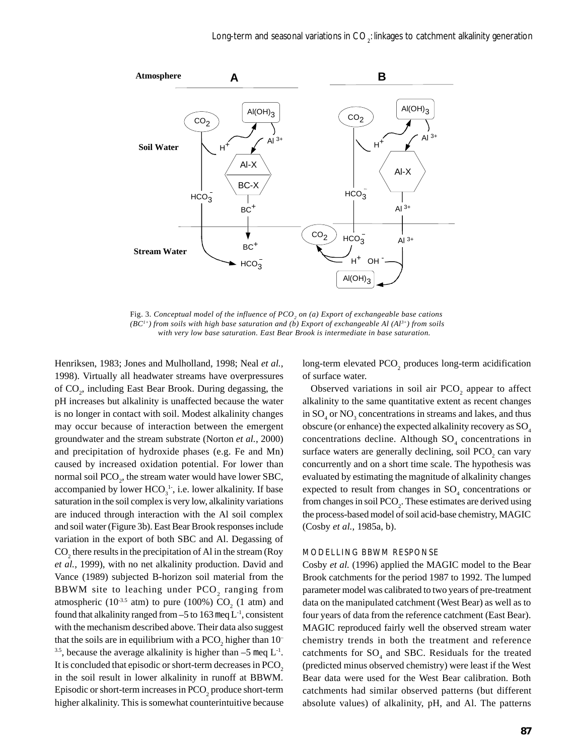Fig. 3. *Conceptual model of the influence of $PCO_2$ on (a) Export of exchangeable base cations ($BC^{1+}$) from soils with high base saturation and (b) Export of exchangeable Al ($Al^{3+}$) from soils with very low base saturation. East Bear Brook is intermediate in base saturation.*

Henriksen, 1983; Jones and Mulholland, 1998; Neal *et al.*, 1998). Virtually all headwater streams have overpressures of $CO_2$, including East Bear Brook. During degassing, the pH increases but alkalinity is unaffected because the water is no longer in contact with soil. Modest alkalinity changes may occur because of interaction between the emergent groundwater and the stream substrate (Norton *et al.*, 2000) and precipitation of hydroxide phases (e.g. Fe and Mn) caused by increased oxidation potential. For lower than normal soil $PCO_2$, the stream water would have lower SBC, accompanied by lower $HCO_3^{1-}$, i.e. lower alkalinity. If base saturation in the soil complex is very low, alkalinity variations are induced through interaction with the Al soil complex and soil water (Figure 3b). East Bear Brook responses include variation in the export of both SBC and Al. Degassing of $CO_2$ there results in the precipitation of Al in the stream (Roy *et al.*, 1999), with no net alkalinity production. David and Vance (1989) subjected B-horizon soil material from the BBWM site to leaching under $PCO_2$ ranging from atmospheric ($10^{-3.5}$ atm) to pure (100%) $CO_2$ (1 atm) and found that alkalinity ranged from –5 to 163 meq $L^{-1}$, consistent with the mechanism described above. Their data also suggest that the soils are in equilibrium with a $PCO_2$ higher than $10^{-3.5}$, because the average alkalinity is higher than –5 meq $L^{-1}$. It is concluded that episodic or short-term decreases in $PCO_2$ in the soil result in lower alkalinity in runoff at BBWM. Episodic or short-term increases in $PCO_2$ produce short-term higher alkalinity. This is somewhat counterintuitive because long-term elevated $PCO_2$ produces long-term acidification of surface water.

Observed variations in soil air $PCO_2$ appear to affect alkalinity to the same quantitative extent as recent changes in $SO_4$ or $NO_3$ concentrations in streams and lakes, and thus obscure (or enhance) the expected alkalinity recovery as $SO_4$ concentrations decline. Although $SO_4$ concentrations in surface waters are generally declining, soil $PCO_2$ can vary concurrently and on a short time scale. The hypothesis was evaluated by estimating the magnitude of alkalinity changes expected to result from changes in $SO_4$ concentrations or from changes in soil $PCO_2$. These estimates are derived using the process-based model of soil acid-base chemistry, MAGIC (Cosby *et al.*, 1985a, b).

## MODELLING BBWM RESPONSE

Cosby *et al.* (1996) applied the MAGIC model to the Bear Brook catchments for the period 1987 to 1992. The lumped parameter model was calibrated to two years of pre-treatment data on the manipulated catchment (West Bear) as well as to four years of data from the reference catchment (East Bear). MAGIC reproduced fairly well the observed stream water chemistry trends in both the treatment and reference catchments for $SO_4$ and SBC. Residuals for the treated (predicted minus observed chemistry) were least if the West Bear data were used for the West Bear calibration. Both catchments had similar observed patterns (but different absolute values) of alkalinity, pH, and Al. The patterns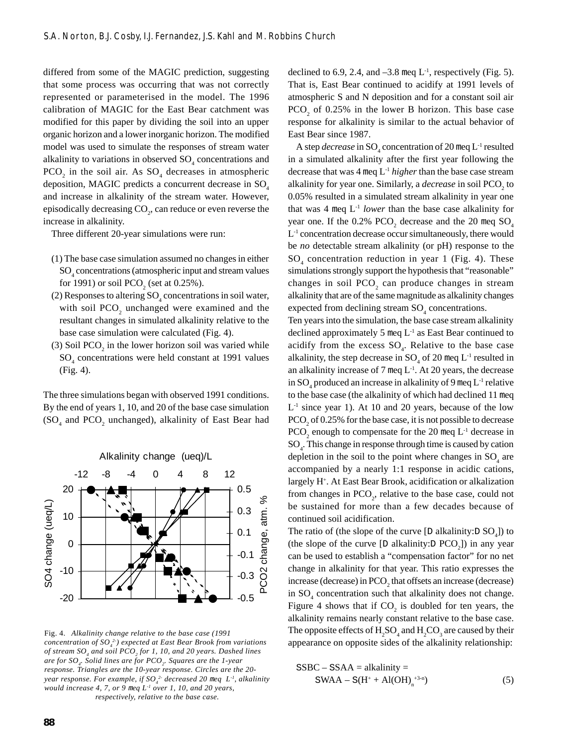differed from some of the MAGIC prediction, suggesting that some process was occurring that was not correctly represented or parameterised in the model. The 1996 calibration of MAGIC for the East Bear catchment was modified for this paper by dividing the soil into an upper organic horizon and a lower inorganic horizon. The modified model was used to simulate the responses of stream water alkalinity to variations in observed $SO_4$ concentrations and $PCO_2$ in the soil air. As $SO_4$ decreases in atmospheric deposition, MAGIC predicts a concurrent decrease in $SO_4$ and increase in alkalinity of the stream water. However, episodically decreasing $CO_2$, can reduce or even reverse the increase in alkalinity.

Three different 20-year simulations were run:

(1) The base case simulation assumed no changes in either $SO_4$ concentrations (atmospheric input and stream values for 1991) or soil $PCO_2$ (set at 0.25%).

(2) Responses to altering $SO_4$ concentrations in soil water, with soil $PCO_2$ unchanged were examined and the resultant changes in simulated alkalinity relative to the base case simulation were calculated (Fig. 4).

(3) Soil $PCO_2$ in the lower horizon soil was varied while $SO_4$ concentrations were held constant at 1991 values (Fig. 4).

The three simulations began with observed 1991 conditions. By the end of years 1, 10, and 20 of the base case simulation ($SO_4$ and $PCO_2$ unchanged), alkalinity of East Bear had declined to 6.9, 2.4, and –3.8 meq $L^{-1}$, respectively (Fig. 5). That is, East Bear continued to acidify at 1991 levels of atmospheric S and N deposition and for a constant soil air $PCO_2$ of 0.25% in the lower B horizon. This base case response for alkalinity is similar to the actual behavior of East Bear since 1987.

Fig. 4. *Alkalinity change relative to the base case (1991 concentration of $SO_4^{2-}$) expected at East Bear Brook from variations of stream $SO_4$ and soil $PCO_2$ for 1, 10, and 20 years. Dashed lines are for $SO_4$. Solid lines are for $PCO_2$. Squares are the 1-year response. Triangles are the 10-year response. Circles are the 20-year response. For example, if $SO_4^{2-}$ decreased 20 meq $L^{-1}$, alkalinity would increase 4, 7, or 9 meq $L^{-1}$ over 1, 10, and 20 years, respectively, relative to the base case.*

A step *decrease* in $SO_4$ concentration of 20 meq $L^{-1}$ resulted in a simulated alkalinity after the first year following the decrease that was 4 meq $L^{-1}$ *higher* than the base case stream alkalinity for year one. Similarly, a *decrease* in soil $PCO_2$ to 0.05% resulted in a simulated stream alkalinity in year one that was 4 meq $L^{-1}$ *lower* than the base case alkalinity for year one. If the 0.2% $PCO_2$ decrease and the 20 meq $SO_4$ $L^{-1}$ concentration decrease occur simultaneously, there would be *no* detectable stream alkalinity (or pH) response to the $SO_4$ concentration reduction in year 1 (Fig. 4). These simulations strongly support the hypothesis that "reasonable" changes in soil $PCO_2$ can produce changes in stream alkalinity that are of the same magnitude as alkalinity changes expected from declining stream $SO_4$ concentrations.

Ten years into the simulation, the base case stream alkalinity declined approximately 5 meq $L^{-1}$ as East Bear continued to acidify from the excess $SO_4$. Relative to the base case alkalinity, the step decrease in $SO_4$ of 20 meq $L^{-1}$ resulted in an alkalinity increase of 7 meq $L^{-1}$. At 20 years, the decrease in $SO_4$ produced an increase in alkalinity of 9 meq $L^{-1}$ relative to the base case (the alkalinity of which had declined 11 meq $L^{-1}$ since year 1). At 10 and 20 years, because of the low $PCO_2$ of 0.25% for the base case, it is not possible to decrease $PCO_2$ enough to compensate for the 20 meq $L^{-1}$ decrease in $SO_4$. This change in response through time is caused by cation depletion in the soil to the point where changes in $SO_4$ are accompanied by a nearly 1:1 response in acidic cations, largely $H^+$. At East Bear Brook, acidification or alkalization from changes in $PCO_2$, relative to the base case, could not be sustained for more than a few decades because of continued soil acidification.

The ratio of (the slope of the curve [$\Delta$ alkalinity:$\Delta$ $SO_4$]) to (the slope of the curve [$\Delta$ alkalinity:$\Delta$ $PCO_2$]) in any year can be used to establish a "compensation factor" for no net change in alkalinity for that year. This ratio expresses the increase (decrease) in $PCO_2$ that offsets an increase (decrease) in $SO_4$ concentration such that alkalinity does not change. Figure 4 shows that if $CO_2$ is doubled for ten years, the alkalinity remains nearly constant relative to the base case. The opposite effects of $H_2SO_4$ and $H_2CO_3$ are caused by their appearance on opposite sides of the alkalinity relationship:

$$\Sigma SBC - \Sigma SAA = \text{alkalinity} = \Sigma WAA - \Sigma(H^+ + Al(OH)_n^{+3-n}) \quad (5)$$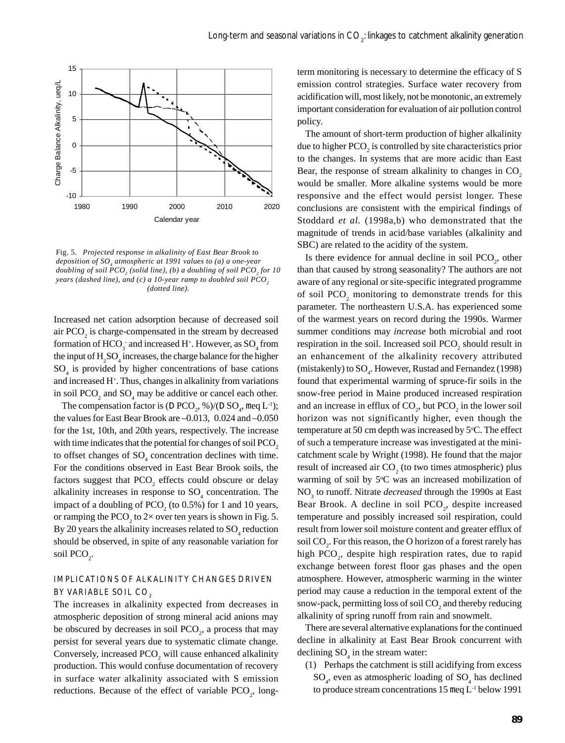Fig. 5. *Projected response in alkalinity of East Bear Brook to deposition of $SO_4$ atmospheric at 1991 values to (a) a one-year doubling of soil $PCO_2$ (solid line), (b) a doubling of soil $PCO_2$ for 10 years (dashed line), and (c) a 10-year ramp to doubled soil $PCO_2$ (dotted line).*

Increased net cation adsorption because of decreased soil air $PCO_2$ is charge-compensated in the stream by decreased formation of $HCO_3^-$ and increased $H^+$. However, as $SO_4$ from the input of $H_2SO_4$ increases, the charge balance for the higher $SO_4$ is provided by higher concentrations of base cations and increased $H^+$. Thus, changes in alkalinity from variations in soil $PCO_2$ and $SO_4$ may be additive or cancel each other.

The compensation factor is ($\Delta$ $PCO_2$, %)/($\Delta$ $SO_4$, $\mu eq\ L^{-1}$); the values for East Bear Brook are –0.013, 0.024 and –0.050 for the 1st, 10th, and 20th years, respectively. The increase with time indicates that the potential for changes of soil $PCO_2$ to offset changes of $SO_4$ concentration declines with time. For the conditions observed in East Bear Brook soils, the factors suggest that $PCO_2$ effects could obscure or delay alkalinity increases in response to $SO_4$ concentration. The impact of a doubling of $PCO_2$ (to 0.5%) for 1 and 10 years, or ramping the $PCO_2$ to 2× over ten years is shown in Fig. 5. By 20 years the alkalinity increases related to $SO_4$ reduction should be observed, in spite of any reasonable variation for soil $PCO_2$.

## IMPLICATIONS OF ALKALINITY CHANGES DRIVEN BY VARIABLE SOIL $CO_2$

The increases in alkalinity expected from decreases in atmospheric deposition of strong mineral acid anions may be obscured by decreases in soil $PCO_2$, a process that may persist for several years due to systematic climate change. Conversely, increased $PCO_2$ will cause enhanced alkalinity production. This would confuse documentation of recovery in surface water alkalinity associated with S emission reductions. Because of the effect of variable $PCO_2$, long-term monitoring is necessary to determine the efficacy of S emission control strategies. Surface water recovery from acidification will, most likely, not be monotonic, an extremely important consideration for evaluation of air pollution control policy.

The amount of short-term production of higher alkalinity due to higher $PCO_2$ is controlled by site characteristics prior to the changes. In systems that are more acidic than East Bear, the response of stream alkalinity to changes in $CO_2$ would be smaller. More alkaline systems would be more responsive and the effect would persist longer. These conclusions are consistent with the empirical findings of Stoddard *et al.* (1998a,b) who demonstrated that the magnitude of trends in acid/base variables (alkalinity and SBC) are related to the acidity of the system.

Is there evidence for annual decline in soil $PCO_2$, other than that caused by strong seasonality? The authors are not aware of any regional or site-specific integrated programme of soil $PCO_2$ monitoring to demonstrate trends for this parameter. The northeastern U.S.A. has experienced some of the warmest years on record during the 1990s. Warmer summer conditions may *increase* both microbial and root respiration in the soil. Increased soil $PCO_2$ should result in an enhancement of the alkalinity recovery attributed (mistakenly) to $SO_4$. However, Rustad and Fernandez (1998) found that experimental warming of spruce-fir soils in the snow-free period in Maine produced increased respiration and an increase in efflux of $CO_2$, but $PCO_2$ in the lower soil horizon was not significantly higher, even though the temperature at 50 cm depth was increased by 5°C. The effect of such a temperature increase was investigated at the mini-catchment scale by Wright (1998). He found that the major result of increased air $CO_2$ (to two times atmospheric) plus warming of soil by 5°C was an increased mobilization of $NO_3$ to runoff. Nitrate *decreased* through the 1990s at East Bear Brook. A decline in soil $PCO_2$, despite increased temperature and possibly increased soil respiration, could result from lower soil moisture content and greater efflux of soil $CO_2$. For this reason, the O horizon of a forest rarely has high $PCO_2$, despite high respiration rates, due to rapid exchange between forest floor gas phases and the open atmosphere. However, atmospheric warming in the winter period may cause a reduction in the temporal extent of the snow-pack, permitting loss of soil $CO_2$ and thereby reducing alkalinity of spring runoff from rain and snowmelt.

There are several alternative explanations for the continued decline in alkalinity at East Bear Brook concurrent with declining $SO_4$ in the stream water:

(1) Perhaps the catchment is still acidifying from excess $SO_4$, even as atmospheric loading of $SO_4$ has declined to produce stream concentrations 15 $\mu eq\ L^{-1}$ below 1991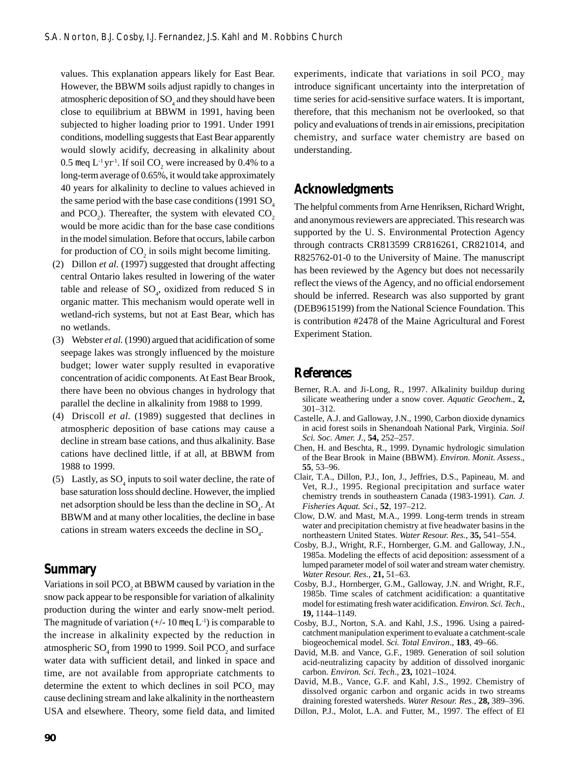values. This explanation appears likely for East Bear. However, the BBWM soils adjust rapidly to changes in atmospheric deposition of $SO_4$ and they should have been close to equilibrium at BBWM in 1991, having been subjected to higher loading prior to 1991. Under 1991 conditions, modelling suggests that East Bear apparently would slowly acidify, decreasing in alkalinity about 0.5 meq $L^{-1}$ $yr^{-1}$. If soil $CO_2$ were increased by 0.4% to a long-term average of 0.65%, it would take approximately 40 years for alkalinity to decline to values achieved in the same period with the base case conditions (1991 $SO_4$ and $PCO_2$). Thereafter, the system with elevated $CO_2$ would be more acidic than for the base case conditions in the model simulation. Before that occurs, labile carbon for production of $CO_2$ in soils might become limiting.

(2) Dillon *et al.* (1997) suggested that drought affecting central Ontario lakes resulted in lowering of the water table and release of $SO_4$, oxidized from reduced S in organic matter. This mechanism would operate well in wetland-rich systems, but not at East Bear, which has no wetlands.

(3) Webster *et al.* (1990) argued that acidification of some seepage lakes was strongly influenced by the moisture budget; lower water supply resulted in evaporative concentration of acidic components. At East Bear Brook, there have been no obvious changes in hydrology that parallel the decline in alkalinity from 1988 to 1999.

(4) Driscoll *et al.* (1989) suggested that declines in atmospheric deposition of base cations may cause a decline in stream base cations, and thus alkalinity. Base cations have declined little, if at all, at BBWM from 1988 to 1999.

(5) Lastly, as $SO_4$ inputs to soil water decline, the rate of base saturation loss should decline. However, the implied net adsorption should be less than the decline in $SO_4$. At BBWM and at many other localities, the decline in base cations in stream waters exceeds the decline in $SO_4$.

## Summary

Variations in soil $PCO_2$ at BBWM caused by variation in the snow pack appear to be responsible for variation of alkalinity production during the winter and early snow-melt period. The magnitude of variation (+/- 10 meq $L^{-1}$) is comparable to the increase in alkalinity expected by the reduction in atmospheric $SO_4$ from 1990 to 1999. Soil $PCO_2$ and surface water data with sufficient detail, and linked in space and time, are not available from appropriate catchments to determine the extent to which declines in soil $PCO_2$ may cause declining stream and lake alkalinity in the northeastern USA and elsewhere. Theory, some field data, and limited experiments, indicate that variations in soil $PCO_2$ may introduce significant uncertainty into the interpretation of time series for acid-sensitive surface waters. It is important, therefore, that this mechanism not be overlooked, so that policy and evaluations of trends in air emissions, precipitation chemistry, and surface water chemistry are based on understanding.

## Acknowledgments

The helpful comments from Arne Henriksen, Richard Wright, and anonymous reviewers are appreciated. This research was supported by the U. S. Environmental Protection Agency through contracts CR813599 CR816261, CR821014, and R825762-01-0 to the University of Maine. The manuscript has been reviewed by the Agency but does not necessarily reflect the views of the Agency, and no official endorsement should be inferred. Research was also supported by grant (DEB9615199) from the National Science Foundation. This is contribution #2478 of the Maine Agricultural and Forest Experiment Station.

## References

Berner, R.A. and Ji-Long, R., 1997. Alkalinity buildup during silicate weathering under a snow cover. *Aquatic Geochem.*, **2,** 301–312.

Castelle, A.J. and Galloway, J.N., 1990, Carbon dioxide dynamics in acid forest soils in Shenandoah National Park, Virginia. *Soil Sci. Soc. Amer. J.*, **54,** 252–257.

Chen, H. and Beschta, R., 1999. Dynamic hydrologic simulation of the Bear Brook in Maine (BBWM). *Environ. Monit. Assess*., **55**, 53–96.

Clair, T.A., Dillon, P.J., Ion, J., Jeffries, D.S., Papineau, M. and Vet, R.J., 1995. Regional precipitation and surface water chemistry trends in southeastern Canada (1983-1991). *Can. J. Fisheries Aquat. Sci*., **52**, 197–212.

Clow, D.W. and Mast, M.A., 1999. Long-term trends in stream water and precipitation chemistry at five headwater basins in the northeastern United States. *Water Resour. Res.*, **35,** 541–554.

Cosby, B.J., Wright, R.F., Hornberger, G.M. and Galloway, J.N., 1985a. Modeling the effects of acid deposition: assessment of a lumped parameter model of soil water and stream water chemistry. *Water Resour. Res.*, **21,** 51–63.

Cosby, B.J., Hornberger, G.M., Galloway, J.N. and Wright, R.F., 1985b. Time scales of catchment acidification: a quantitative model for estimating fresh water acidification. *Environ. Sci. Tech*., **19,** 1144–1149.

Cosby, B.J., Norton, S.A. and Kahl, J.S., 1996. Using a paired-catchment manipulation experiment to evaluate a catchment-scale biogeochemical model. *Sci. Total Environ*., **183**, 49–66.

David, M.B. and Vance, G.F., 1989. Generation of soil solution acid-neutralizing capacity by addition of dissolved inorganic carbon. *Environ. Sci. Tech*., **23,** 1021–1024.

David, M.B., Vance, G.F. and Kahl, J.S., 1992. Chemistry of dissolved organic carbon and organic acids in two streams draining forested watersheds. *Water Resour. Res*., **28,** 389–396.

Dillon, P.J., Molot, L.A. and Futter, M., 1997. The effect of El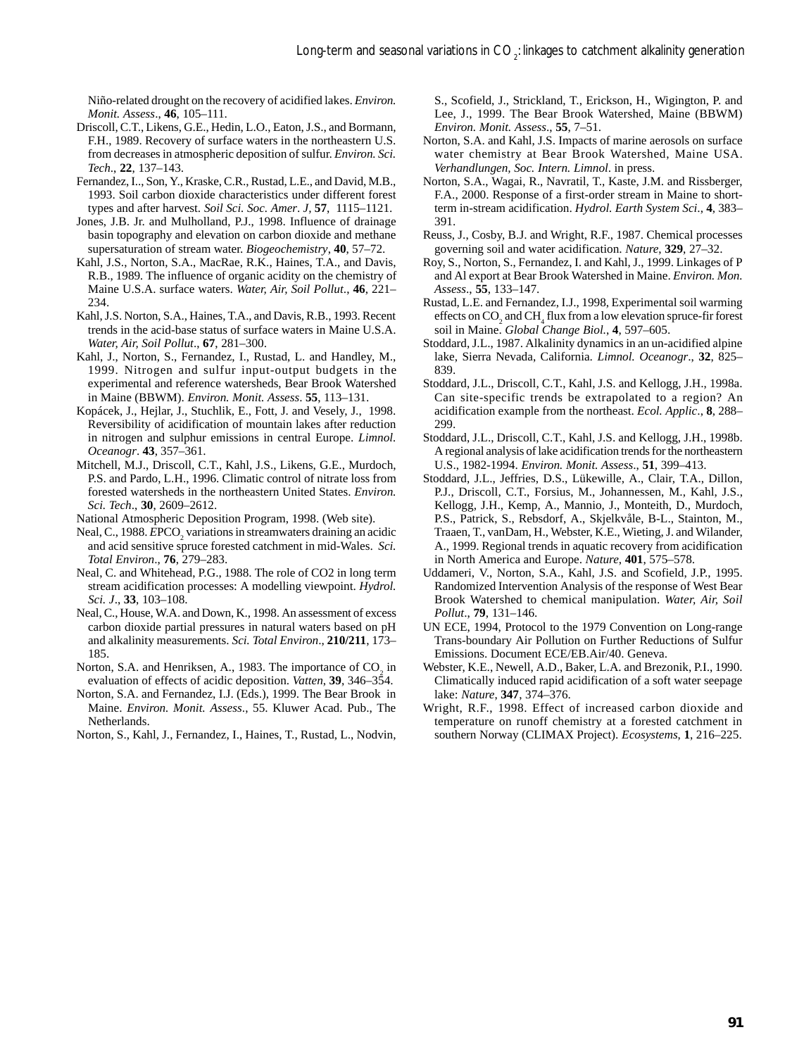Niño-related drought on the recovery of acidified lakes. *Environ. Monit. Assess*., **46**, 105–111.

Driscoll, C.T., Likens, G.E., Hedin, L.O., Eaton, J.S., and Bormann, F.H., 1989. Recovery of surface waters in the northeastern U.S. from decreases in atmospheric deposition of sulfur. *Environ. Sci. Tech*., **22**, 137–143.

Fernandez, I.., Son, Y., Kraske, C.R., Rustad, L.E., and David, M.B., 1993. Soil carbon dioxide characteristics under different forest types and after harvest. *Soil Sci. Soc. Amer. J*, **57**, 1115–1121.

Jones, J.B. Jr. and Mulholland, P.J., 1998. Influence of drainage basin topography and elevation on carbon dioxide and methane supersaturation of stream water. *Biogeochemistry*, **40**, 57–72.

Kahl, J.S., Norton, S.A., MacRae, R.K., Haines, T.A., and Davis, R.B., 1989. The influence of organic acidity on the chemistry of Maine U.S.A. surface waters. *Water, Air, Soil Pollut*., **46**, 221–234.

Kahl, J.S. Norton, S.A., Haines, T.A., and Davis, R.B., 1993. Recent trends in the acid-base status of surface waters in Maine U.S.A. *Water, Air, Soil Pollut*., **67**, 281–300.

Kahl, J., Norton, S., Fernandez, I., Rustad, L. and Handley, M., 1999. Nitrogen and sulfur input-output budgets in the experimental and reference watersheds, Bear Brook Watershed in Maine (BBWM). *Environ. Monit. Assess*. **55**, 113–131.

Kopácek, J., Hejlar, J., Stuchlik, E., Fott, J. and Vesely, J., 1998. Reversibility of acidification of mountain lakes after reduction in nitrogen and sulphur emissions in central Europe. *Limnol. Oceanogr*. **43**, 357–361.

Mitchell, M.J., Driscoll, C.T., Kahl, J.S., Likens, G.E., Murdoch, P.S. and Pardo, L.H., 1996. Climatic control of nitrate loss from forested watersheds in the northeastern United States. *Environ. Sci. Tech*., **30**, 2609–2612.

National Atmospheric Deposition Program, 1998. (Web site).

Neal, C., 1988. *E*PCO$_2$ variations in streamwaters draining an acidic and acid sensitive spruce forested catchment in mid-Wales. *Sci. Total Environ*., **76**, 279–283.

Neal, C. and Whitehead, P.G., 1988. The role of CO2 in long term stream acidification processes: A modelling viewpoint. *Hydrol. Sci. J*., **33**, 103–108.

Neal, C., House, W.A. and Down, K., 1998. An assessment of excess carbon dioxide partial pressures in natural waters based on pH and alkalinity measurements. *Sci. Total Environ*., **210/211**, 173–185.

Norton, S.A. and Henriksen, A., 1983. The importance of $CO_2$ in evaluation of effects of acidic deposition. *Vatten*, **39**, 346–354.

Norton, S.A. and Fernandez, I.J. (Eds.), 1999. The Bear Brook in Maine. *Environ. Monit. Assess*., 55. Kluwer Acad. Pub., The Netherlands.

Norton, S., Kahl, J., Fernandez, I., Haines, T., Rustad, L., Nodvin, S., Scofield, J., Strickland, T., Erickson, H., Wigington, P. and Lee, J., 1999. The Bear Brook Watershed, Maine (BBWM) *Environ. Monit. Assess*., **55**, 7–51.

Norton, S.A. and Kahl, J.S. Impacts of marine aerosols on surface water chemistry at Bear Brook Watershed, Maine USA. *Verhandlungen, Soc. Intern. Limnol*. in press.

Norton, S.A., Wagai, R., Navratil, T., Kaste, J.M. and Rissberger, F.A., 2000. Response of a first-order stream in Maine to short-term in-stream acidification. *Hydrol. Earth System Sci*., **4**, 383–391.

Reuss, J., Cosby, B.J. and Wright, R.F., 1987. Chemical processes governing soil and water acidification. *Nature*, **329**, 27–32.

Roy, S., Norton, S., Fernandez, I. and Kahl, J., 1999. Linkages of P and Al export at Bear Brook Watershed in Maine. *Environ. Mon. Assess*., **55**, 133–147.

Rustad, L.E. and Fernandez, I.J., 1998, Experimental soil warming effects on $CO_2$ and $CH_4$ flux from a low elevation spruce-fir forest soil in Maine. *Global Change Biol.*, **4**, 597–605.

Stoddard, J.L., 1987. Alkalinity dynamics in an un-acidified alpine lake, Sierra Nevada, California. *Limnol. Oceanogr*., **32**, 825–839.

Stoddard, J.L., Driscoll, C.T., Kahl, J.S. and Kellogg, J.H., 1998a. Can site-specific trends be extrapolated to a region? An acidification example from the northeast. *Ecol. Applic*., **8**, 288–299.

Stoddard, J.L., Driscoll, C.T., Kahl, J.S. and Kellogg, J.H., 1998b. A regional analysis of lake acidification trends for the northeastern U.S., 1982-1994. *Environ. Monit. Assess*., **51**, 399–413.

Stoddard, J.L., Jeffries, D.S., Lükewille, A., Clair, T.A., Dillon, P.J., Driscoll, C.T., Forsius, M., Johannessen, M., Kahl, J.S., Kellogg, J.H., Kemp, A., Mannio, J., Monteith, D., Murdoch, P.S., Patrick, S., Rebsdorf, A., Skjelkvåle, B-L., Stainton, M., Traaen, T., vanDam, H., Webster, K.E., Wieting, J. and Wilander, A., 1999. Regional trends in aquatic recovery from acidification in North America and Europe. *Nature*, **401**, 575–578.

Uddameri, V., Norton, S.A., Kahl, J.S. and Scofield, J.P., 1995. Randomized Intervention Analysis of the response of West Bear Brook Watershed to chemical manipulation. *Water, Air, Soil Pollut*., **79**, 131–146.

UN ECE, 1994, Protocol to the 1979 Convention on Long-range Trans-boundary Air Pollution on Further Reductions of Sulfur Emissions. Document ECE/EB.Air/40. Geneva.

Webster, K.E., Newell, A.D., Baker, L.A. and Brezonik, P.I., 1990. Climatically induced rapid acidification of a soft water seepage lake: *Nature*, **347**, 374–376.

Wright, R.F., 1998. Effect of increased carbon dioxide and temperature on runoff chemistry at a forested catchment in southern Norway (CLIMAX Project). *Ecosystems*, **1**, 216–225.